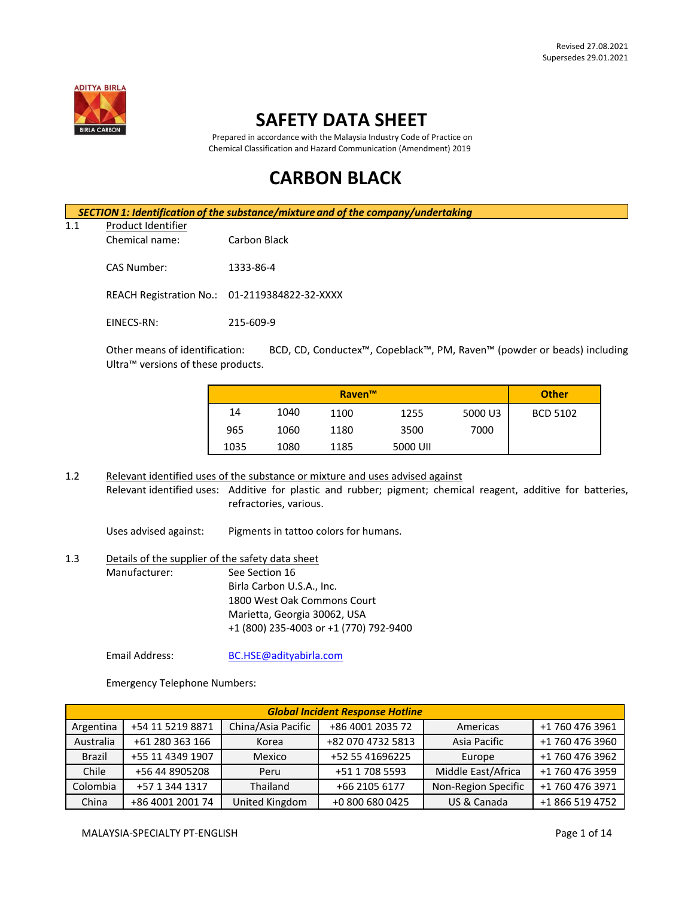Revised 27.08.2021
Supersedes 29.01.2021

# SAFETY DATA SHEET

Prepared in accordance with the Malaysia Industry Code of Practice on Chemical Classification and Hazard Communication (Amendment) 2019

# CARBON BLACK

## *SECTION 1: Identification of the substance/mixture and of the company/undertaking*

1.1 Product Identifier

Chemical name: Carbon Black

CAS Number: 1333-86-4

REACH Registration No.: 01-2119384822-32-XXXX

EINECS-RN: 215-609-9

Other means of identification: BCD, CD, Conductex™, Copeblack™, PM, Raven™ (powder or beads) including Ultra™ versions of these products.

| Raven™ | | | | | Other |
|---|---|---|---|---|---|
| 14 | 1040 | 1100 | 1255 | 5000 U3 | BCD 5102 |
| 965 | 1060 | 1180 | 3500 | 7000 | |
| 1035 | 1080 | 1185 | 5000 UII | | |

1.2 Relevant identified uses of the substance or mixture and uses advised against

Relevant identified uses: Additive for plastic and rubber; pigment; chemical reagent, additive for batteries, refractories, various.

Uses advised against: Pigments in tattoo colors for humans.

1.3 Details of the supplier of the safety data sheet

Manufacturer: See Section 16
Birla Carbon U.S.A., Inc.
1800 West Oak Commons Court
Marietta, Georgia 30062, USA
+1 (800) 235-4003 or +1 (770) 792-9400

Email Address: BC.HSE@adityabirla.com

Emergency Telephone Numbers:

| *Global Incident Response Hotline* | | | | | |
|---|---|---|---|---|---|
| Argentina | +54 11 5219 8871 | China/Asia Pacific | +86 4001 2035 72 | Americas | +1 760 476 3961 |
| Australia | +61 280 363 166 | Korea | +82 070 4732 5813 | Asia Pacific | +1 760 476 3960 |
| Brazil | +55 11 4349 1907 | Mexico | +52 55 41696225 | Europe | +1 760 476 3962 |
| Chile | +56 44 8905208 | Peru | +51 1 708 5593 | Middle East/Africa | +1 760 476 3959 |
| Colombia | +57 1 344 1317 | Thailand | +66 2105 6177 | Non-Region Specific | +1 760 476 3971 |
| China | +86 4001 2001 74 | United Kingdom | +0 800 680 0425 | US & Canada | +1 866 519 4752 |

MALAYSIA-SPECIALTY PT-ENGLISH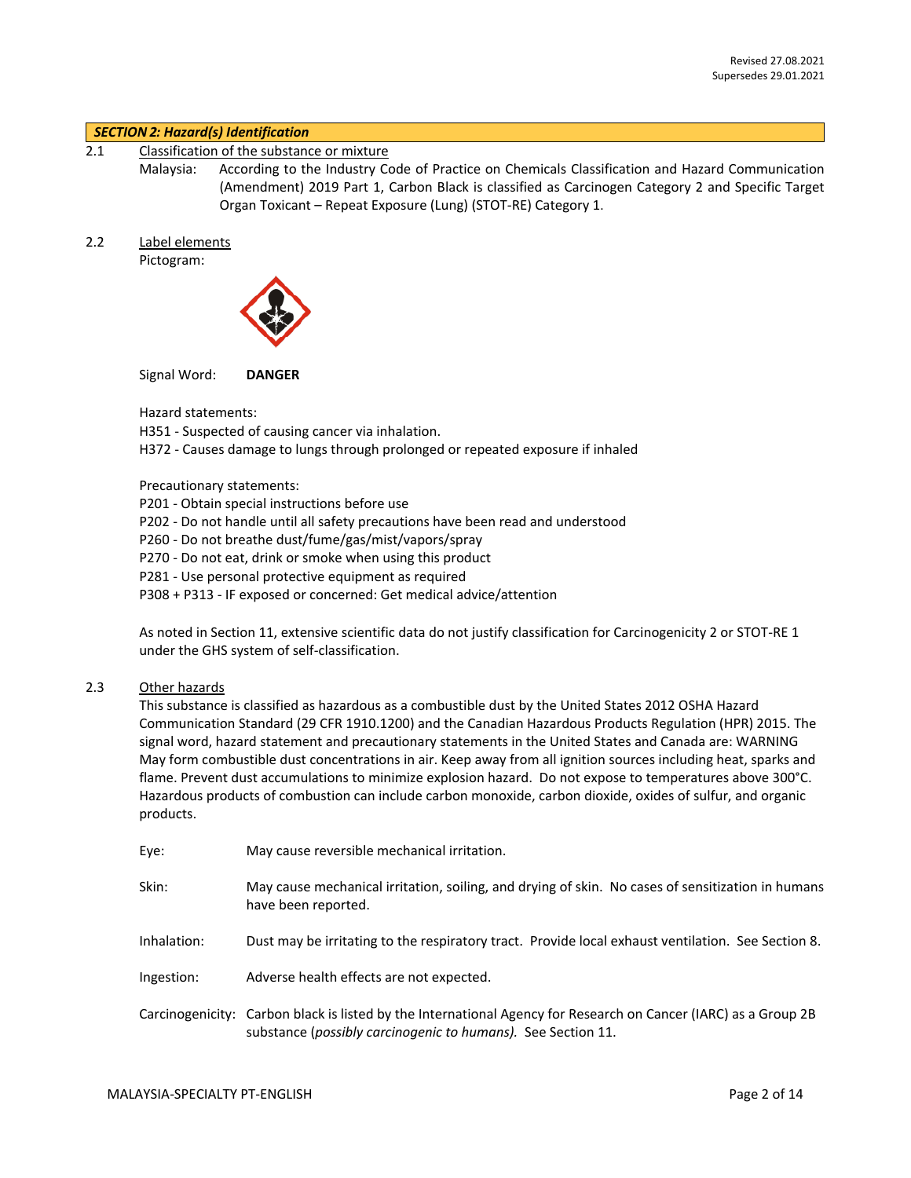Revised 27.08.2021
Supersedes 29.01.2021

## SECTION 2: Hazard(s) Identification

2.1 Classification of the substance or mixture

Malaysia: According to the Industry Code of Practice on Chemicals Classification and Hazard Communication (Amendment) 2019 Part 1, Carbon Black is classified as Carcinogen Category 2 and Specific Target Organ Toxicant – Repeat Exposure (Lung) (STOT-RE) Category 1.

2.2 Label elements

Pictogram:

Signal Word: **DANGER**

Hazard statements:

H351 - Suspected of causing cancer via inhalation.
H372 - Causes damage to lungs through prolonged or repeated exposure if inhaled

Precautionary statements:

P201 - Obtain special instructions before use
P202 - Do not handle until all safety precautions have been read and understood
P260 - Do not breathe dust/fume/gas/mist/vapors/spray
P270 - Do not eat, drink or smoke when using this product
P281 - Use personal protective equipment as required
P308 + P313 - IF exposed or concerned: Get medical advice/attention

As noted in Section 11, extensive scientific data do not justify classification for Carcinogenicity 2 or STOT-RE 1 under the GHS system of self-classification.

2.3 Other hazards

This substance is classified as hazardous as a combustible dust by the United States 2012 OSHA Hazard Communication Standard (29 CFR 1910.1200) and the Canadian Hazardous Products Regulation (HPR) 2015. The signal word, hazard statement and precautionary statements in the United States and Canada are: WARNING May form combustible dust concentrations in air. Keep away from all ignition sources including heat, sparks and flame. Prevent dust accumulations to minimize explosion hazard. Do not expose to temperatures above 300°C. Hazardous products of combustion can include carbon monoxide, carbon dioxide, oxides of sulfur, and organic products.

Eye: May cause reversible mechanical irritation.

Skin: May cause mechanical irritation, soiling, and drying of skin. No cases of sensitization in humans have been reported.

Inhalation: Dust may be irritating to the respiratory tract. Provide local exhaust ventilation. See Section 8.

Ingestion: Adverse health effects are not expected.

Carcinogenicity: Carbon black is listed by the International Agency for Research on Cancer (IARC) as a Group 2B substance (*possibly carcinogenic to humans).* See Section 11.

MALAYSIA-SPECIALTY PT-ENGLISH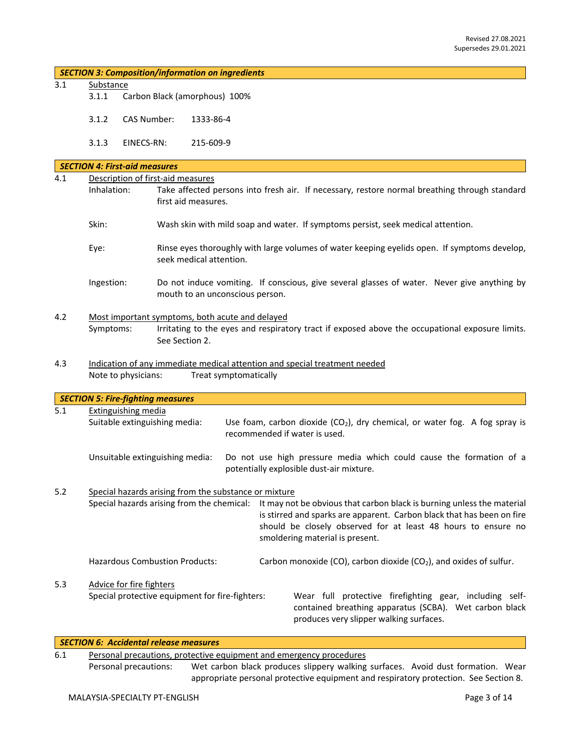Revised 27.08.2021
Supersedes 29.01.2021

## *SECTION 3: Composition/information on ingredients*

3.1 Substance

3.1.1 Carbon Black (amorphous) 100%

3.1.2 CAS Number: 1333-86-4

3.1.3 EINECS-RN: 215-609-9

## *SECTION 4: First-aid measures*

4.1 Description of first-aid measures

Inhalation: Take affected persons into fresh air. If necessary, restore normal breathing through standard first aid measures.

Skin: Wash skin with mild soap and water. If symptoms persist, seek medical attention.

Eye: Rinse eyes thoroughly with large volumes of water keeping eyelids open. If symptoms develop, seek medical attention.

Ingestion: Do not induce vomiting. If conscious, give several glasses of water. Never give anything by mouth to an unconscious person.

4.2 Most important symptoms, both acute and delayed

Symptoms: Irritating to the eyes and respiratory tract if exposed above the occupational exposure limits. See Section 2.

4.3 Indication of any immediate medical attention and special treatment needed

Note to physicians: Treat symptomatically

## *SECTION 5: Fire-fighting measures*

5.1 Extinguishing media

Suitable extinguishing media: Use foam, carbon dioxide ($CO_2$), dry chemical, or water fog. A fog spray is recommended if water is used.

Unsuitable extinguishing media: Do not use high pressure media which could cause the formation of a potentially explosible dust-air mixture.

5.2 Special hazards arising from the substance or mixture

Special hazards arising from the chemical: It may not be obvious that carbon black is burning unless the material is stirred and sparks are apparent. Carbon black that has been on fire should be closely observed for at least 48 hours to ensure no smoldering material is present.

Hazardous Combustion Products: Carbon monoxide (CO), carbon dioxide ($CO_2$), and oxides of sulfur.

5.3 Advice for fire fighters

Special protective equipment for fire-fighters: Wear full protective firefighting gear, including self-contained breathing apparatus (SCBA). Wet carbon black produces very slipper walking surfaces.

## *SECTION 6: Accidental release measures*

6.1 Personal precautions, protective equipment and emergency procedures

Personal precautions: Wet carbon black produces slippery walking surfaces. Avoid dust formation. Wear appropriate personal protective equipment and respiratory protection. See Section 8.

MALAYSIA-SPECIALTY PT-ENGLISH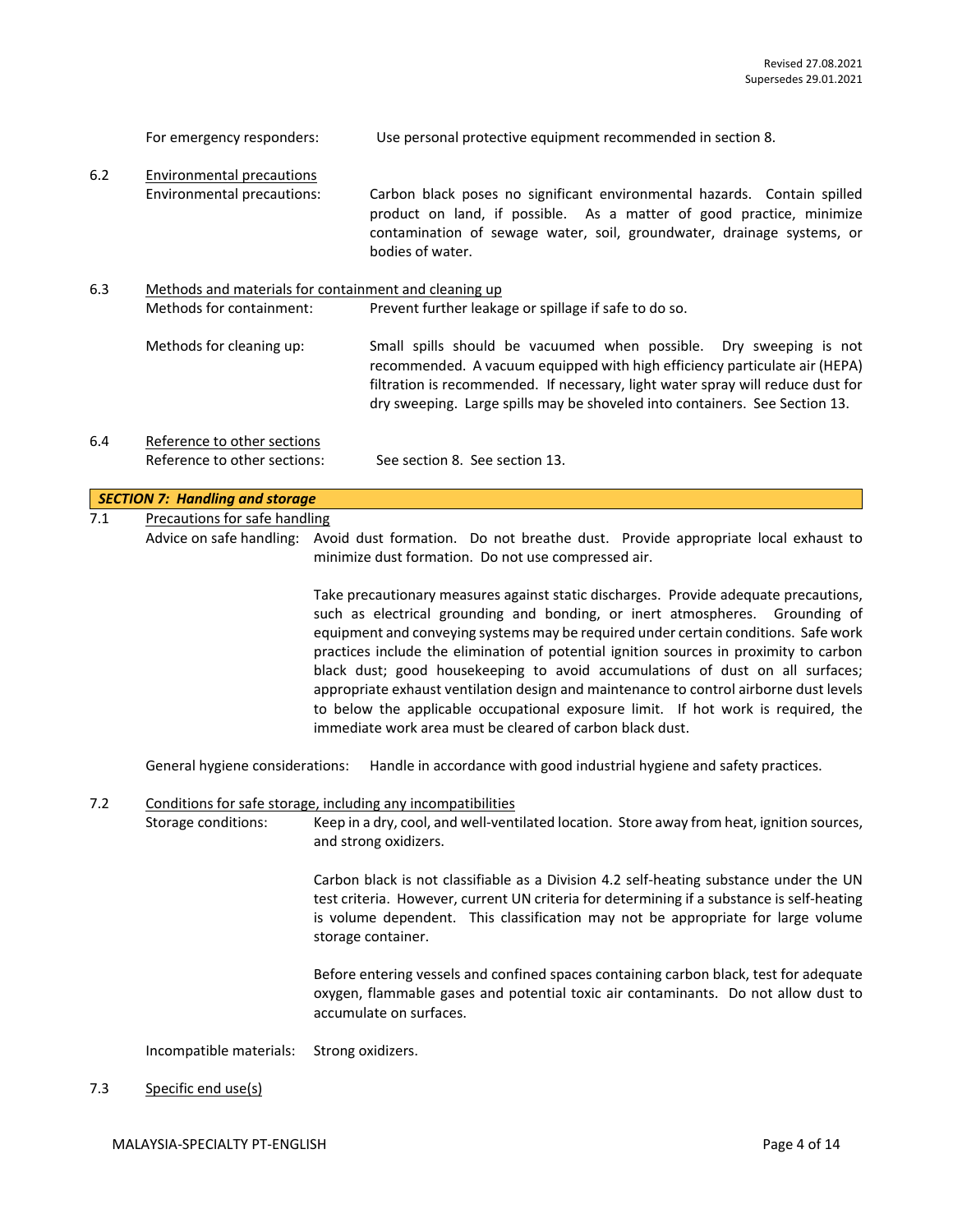For emergency responders: Use personal protective equipment recommended in section 8.

6.2 Environmental precautions

Environmental precautions: Carbon black poses no significant environmental hazards. Contain spilled product on land, if possible. As a matter of good practice, minimize contamination of sewage water, soil, groundwater, drainage systems, or bodies of water.

6.3 Methods and materials for containment and cleaning up

Methods for containment: Prevent further leakage or spillage if safe to do so.

Methods for cleaning up: Small spills should be vacuumed when possible. Dry sweeping is not recommended. A vacuum equipped with high efficiency particulate air (HEPA) filtration is recommended. If necessary, light water spray will reduce dust for dry sweeping. Large spills may be shoveled into containers. See Section 13.

6.4 Reference to other sections

Reference to other sections: See section 8. See section 13.

## *SECTION 7: Handling and storage*

7.1 Precautions for safe handling

Advice on safe handling: Avoid dust formation. Do not breathe dust. Provide appropriate local exhaust to minimize dust formation. Do not use compressed air.

Take precautionary measures against static discharges. Provide adequate precautions, such as electrical grounding and bonding, or inert atmospheres. Grounding of equipment and conveying systems may be required under certain conditions. Safe work practices include the elimination of potential ignition sources in proximity to carbon black dust; good housekeeping to avoid accumulations of dust on all surfaces; appropriate exhaust ventilation design and maintenance to control airborne dust levels to below the applicable occupational exposure limit. If hot work is required, the immediate work area must be cleared of carbon black dust.

General hygiene considerations: Handle in accordance with good industrial hygiene and safety practices.

7.2 Conditions for safe storage, including any incompatibilities

Storage conditions: Keep in a dry, cool, and well-ventilated location. Store away from heat, ignition sources, and strong oxidizers.

Carbon black is not classifiable as a Division 4.2 self-heating substance under the UN test criteria. However, current UN criteria for determining if a substance is self-heating is volume dependent. This classification may not be appropriate for large volume storage container.

Before entering vessels and confined spaces containing carbon black, test for adequate oxygen, flammable gases and potential toxic air contaminants. Do not allow dust to accumulate on surfaces.

Incompatible materials: Strong oxidizers.

7.3 Specific end use(s)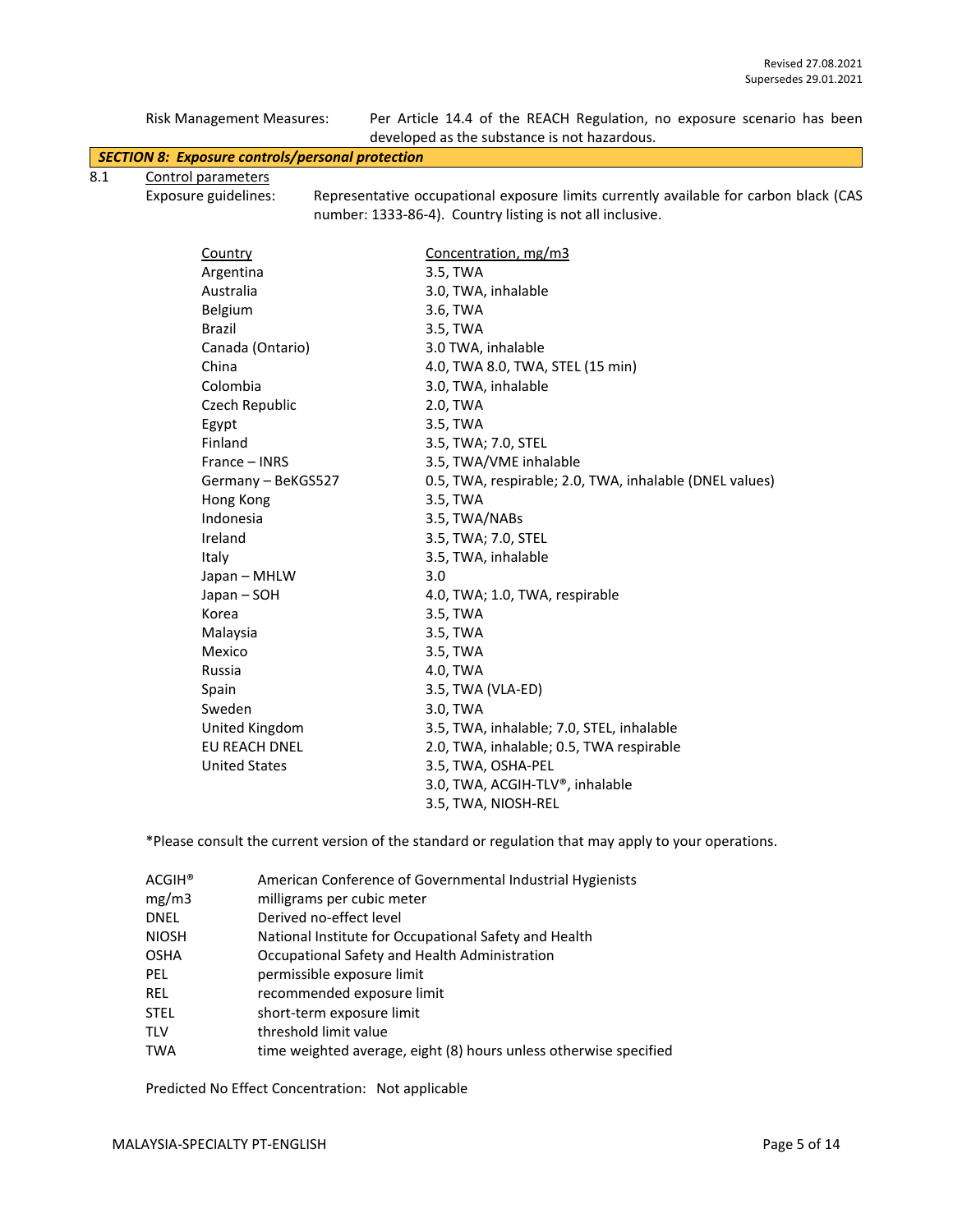Risk Management Measures: Per Article 14.4 of the REACH Regulation, no exposure scenario has been developed as the substance is not hazardous.

## SECTION 8: Exposure controls/personal protection

8.1 Control parameters

Exposure guidelines: Representative occupational exposure limits currently available for carbon black (CAS number: 1333-86-4). Country listing is not all inclusive.

| Country | Concentration, mg/m3 |
|---|---|
| Argentina | 3.5, TWA |
| Australia | 3.0, TWA, inhalable |
| Belgium | 3.6, TWA |
| Brazil | 3.5, TWA |
| Canada (Ontario) | 3.0 TWA, inhalable |
| China | 4.0, TWA 8.0, TWA, STEL (15 min) |
| Colombia | 3.0, TWA, inhalable |
| Czech Republic | 2.0, TWA |
| Egypt | 3.5, TWA |
| Finland | 3.5, TWA; 7.0, STEL |
| France – INRS | 3.5, TWA/VME inhalable |
| Germany – BeKGS527 | 0.5, TWA, respirable; 2.0, TWA, inhalable (DNEL values) |
| Hong Kong | 3.5, TWA |
| Indonesia | 3.5, TWA/NABs |
| Ireland | 3.5, TWA; 7.0, STEL |
| Italy | 3.5, TWA, inhalable |
| Japan – MHLW | 3.0 |
| Japan – SOH | 4.0, TWA; 1.0, TWA, respirable |
| Korea | 3.5, TWA |
| Malaysia | 3.5, TWA |
| Mexico | 3.5, TWA |
| Russia | 4.0, TWA |
| Spain | 3.5, TWA (VLA-ED) |
| Sweden | 3.0, TWA |
| United Kingdom | 3.5, TWA, inhalable; 7.0, STEL, inhalable |
| EU REACH DNEL | 2.0, TWA, inhalable; 0.5, TWA respirable |
| United States | 3.5, TWA, OSHA-PEL<br>3.0, TWA, ACGIH-TLV®, inhalable<br>3.5, TWA, NIOSH-REL |

*Please consult the current version of the standard or regulation that may apply to your operations.

| | |
|---|---|
| ACGIH® | American Conference of Governmental Industrial Hygienists |
| mg/m3 | milligrams per cubic meter |
| DNEL | Derived no-effect level |
| NIOSH | National Institute for Occupational Safety and Health |
| OSHA | Occupational Safety and Health Administration |
| PEL | permissible exposure limit |
| REL | recommended exposure limit |
| STEL | short-term exposure limit |
| TLV | threshold limit value |
| TWA | time weighted average, eight (8) hours unless otherwise specified |

Predicted No Effect Concentration: Not applicable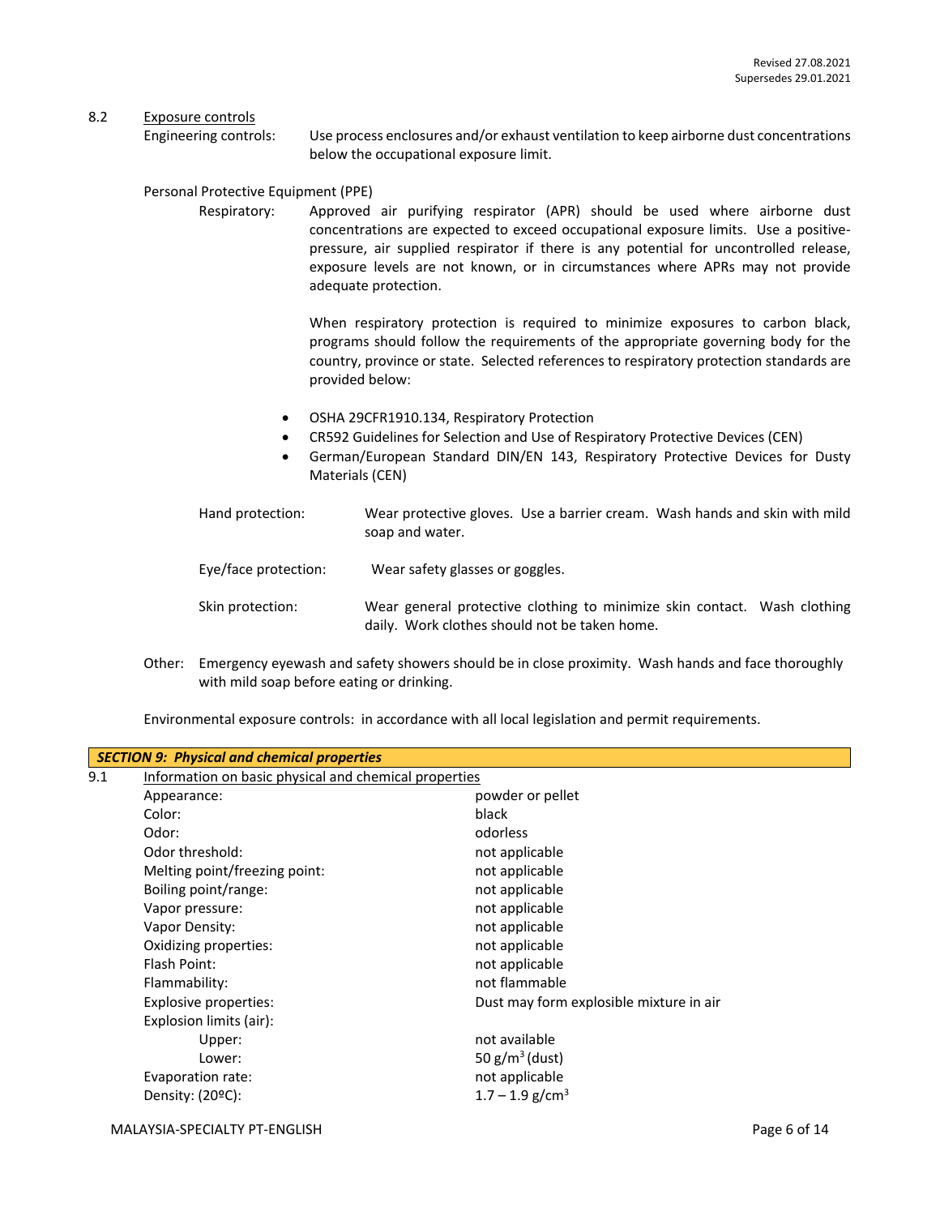### 8.2 Exposure controls

**Engineering controls:** Use process enclosures and/or exhaust ventilation to keep airborne dust concentrations below the occupational exposure limit.

**Personal Protective Equipment (PPE)**

**Respiratory:** Approved air purifying respirator (APR) should be used where airborne dust concentrations are expected to exceed occupational exposure limits. Use a positive-pressure, air supplied respirator if there is any potential for uncontrolled release, exposure levels are not known, or in circumstances where APRs may not provide adequate protection.

When respiratory protection is required to minimize exposures to carbon black, programs should follow the requirements of the appropriate governing body for the country, province or state. Selected references to respiratory protection standards are provided below:

- OSHA 29CFR1910.134, Respiratory Protection
- CR592 Guidelines for Selection and Use of Respiratory Protective Devices (CEN)
- German/European Standard DIN/EN 143, Respiratory Protective Devices for Dusty Materials (CEN)

**Hand protection:** Wear protective gloves. Use a barrier cream. Wash hands and skin with mild soap and water.

**Eye/face protection:** Wear safety glasses or goggles.

**Skin protection:** Wear general protective clothing to minimize skin contact. Wash clothing daily. Work clothes should not be taken home.

**Other:** Emergency eyewash and safety showers should be in close proximity. Wash hands and face thoroughly with mild soap before eating or drinking.

**Environmental exposure controls:** in accordance with all local legislation and permit requirements.

## *SECTION 9: Physical and chemical properties*

### 9.1 Information on basic physical and chemical properties

| Property | Value |
|---|---|
| Appearance: | powder or pellet |
| Color: | black |
| Odor: | odorless |
| Odor threshold: | not applicable |
| Melting point/freezing point: | not applicable |
| Boiling point/range: | not applicable |
| Vapor pressure: | not applicable |
| Vapor Density: | not applicable |
| Oxidizing properties: | not applicable |
| Flash Point: | not applicable |
| Flammability: | not flammable |
| Explosive properties: | Dust may form explosible mixture in air |
| Explosion limits (air): | |
| Upper: | not available |
| Lower: | 50 $g/m^3$ (dust) |
| Evaporation rate: | not applicable |
| Density: (20ºC): | 1.7 – 1.9 $g/cm^3$ |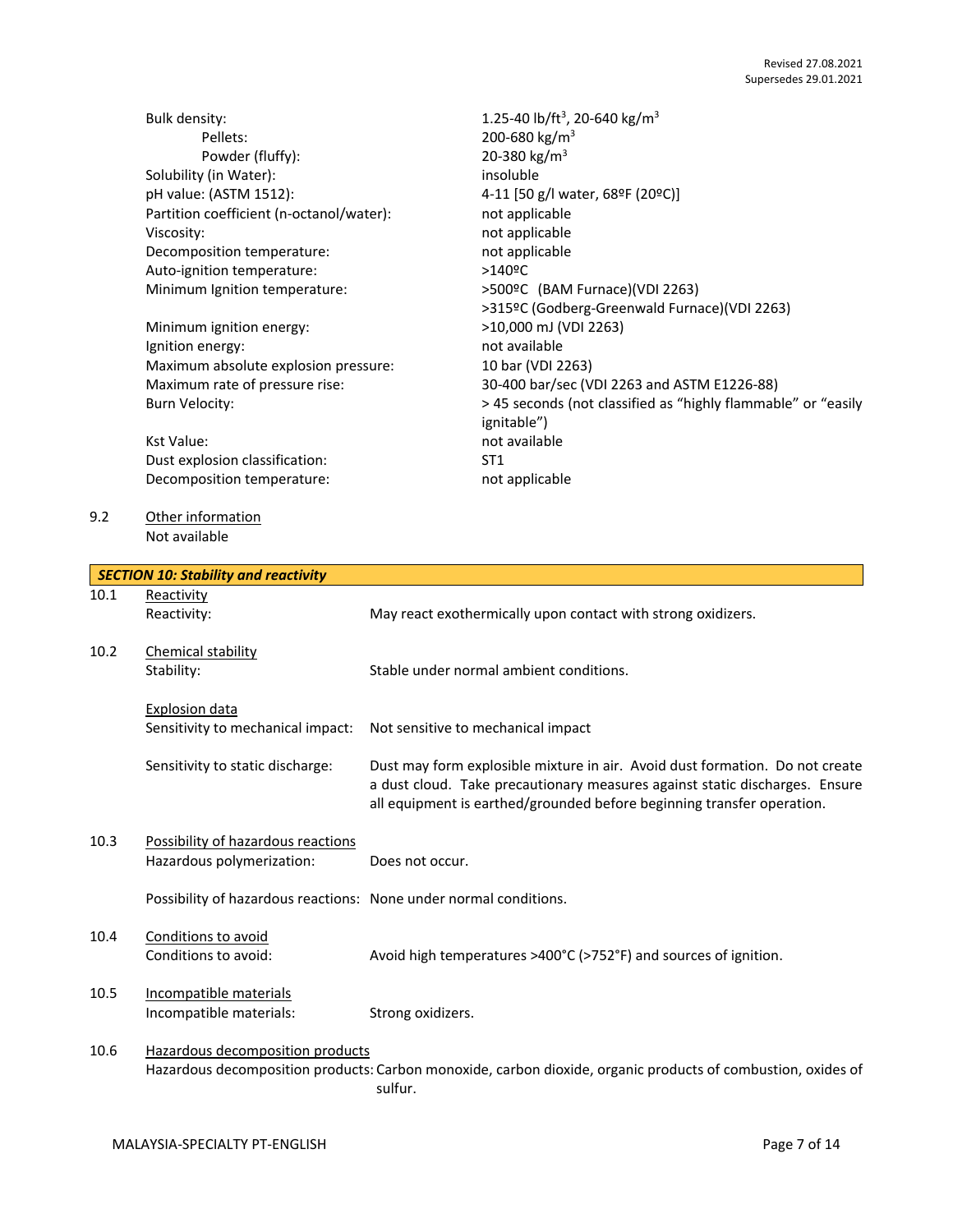| Property | Value |
| --- | --- |
| Bulk density: | 1.25-40 lb/ft$^3$, 20-640 kg/m$^3$ |
| Pellets: | 200-680 kg/m$^3$ |
| Powder (fluffy): | 20-380 kg/m$^3$ |
| Solubility (in Water): | insoluble |
| pH value: (ASTM 1512): | 4-11 [50 g/l water, 68ºF (20ºC)] |
| Partition coefficient (n-octanol/water): | not applicable |
| Viscosity: | not applicable |
| Decomposition temperature: | not applicable |
| Auto-ignition temperature: | >140ºC |
| Minimum Ignition temperature: | >500ºC (BAM Furnace)(VDI 2263)<br>>315ºC (Godberg-Greenwald Furnace)(VDI 2263) |
| Minimum ignition energy: | >10,000 mJ (VDI 2263) |
| Ignition energy: | not available |
| Maximum absolute explosion pressure: | 10 bar (VDI 2263) |
| Maximum rate of pressure rise: | 30-400 bar/sec (VDI 2263 and ASTM E1226-88) |
| Burn Velocity: | > 45 seconds (not classified as "highly flammable" or "easily ignitable") |
| Kst Value: | not available |
| Dust explosion classification: | ST1 |
| Decomposition temperature: | not applicable |

**9.2 Other information**

Not available

## SECTION 10: Stability and reactivity

**10.1 Reactivity**

Reactivity: May react exothermically upon contact with strong oxidizers.

**10.2 Chemical stability**

Stability: Stable under normal ambient conditions.

Explosion data

Sensitivity to mechanical impact: Not sensitive to mechanical impact

Sensitivity to static discharge: Dust may form explosible mixture in air. Avoid dust formation. Do not create a dust cloud. Take precautionary measures against static discharges. Ensure all equipment is earthed/grounded before beginning transfer operation.

**10.3 Possibility of hazardous reactions**

Hazardous polymerization: Does not occur.

Possibility of hazardous reactions: None under normal conditions.

**10.4 Conditions to avoid**

Conditions to avoid: Avoid high temperatures >400°C (>752°F) and sources of ignition.

**10.5 Incompatible materials**

Incompatible materials: Strong oxidizers.

**10.6 Hazardous decomposition products**

Hazardous decomposition products: Carbon monoxide, carbon dioxide, organic products of combustion, oxides of sulfur.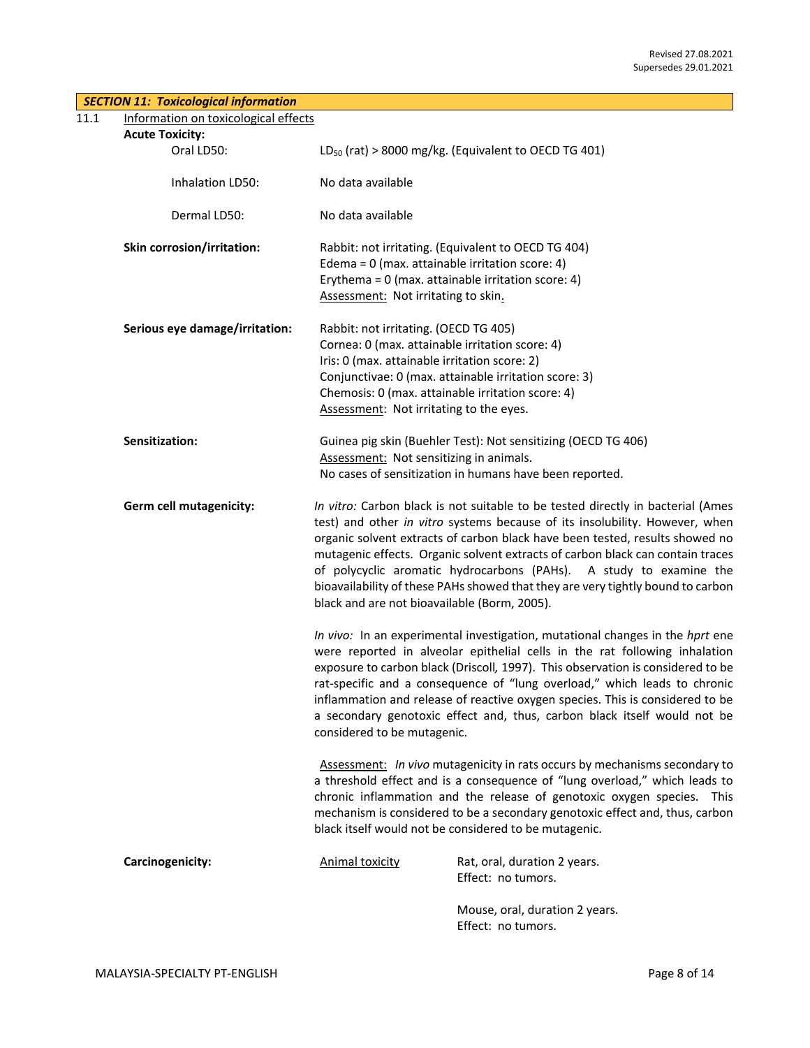## SECTION 11: Toxicological information

11.1 Information on toxicological effects

**Acute Toxicity:**

Oral LD50: $LD_{50}$ (rat) > 8000 mg/kg. (Equivalent to OECD TG 401)

Inhalation LD50: No data available

Dermal LD50: No data available

**Skin corrosion/irritation:** Rabbit: not irritating. (Equivalent to OECD TG 404)
Edema = 0 (max. attainable irritation score: 4)
Erythema = 0 (max. attainable irritation score: 4)
Assessment: Not irritating to skin.

**Serious eye damage/irritation:** Rabbit: not irritating. (OECD TG 405)
Cornea: 0 (max. attainable irritation score: 4)
Iris: 0 (max. attainable irritation score: 2)
Conjunctivae: 0 (max. attainable irritation score: 3)
Chemosis: 0 (max. attainable irritation score: 4)
Assessment: Not irritating to the eyes.

**Sensitization:** Guinea pig skin (Buehler Test): Not sensitizing (OECD TG 406)
Assessment: Not sensitizing in animals.
No cases of sensitization in humans have been reported.

**Germ cell mutagenicity:** *In vitro:* Carbon black is not suitable to be tested directly in bacterial (Ames test) and other *in vitro* systems because of its insolubility. However, when organic solvent extracts of carbon black have been tested, results showed no mutagenic effects. Organic solvent extracts of carbon black can contain traces of polycyclic aromatic hydrocarbons (PAHs). A study to examine the bioavailability of these PAHs showed that they are very tightly bound to carbon black and are not bioavailable (Borm, 2005).

*In vivo:* In an experimental investigation, mutational changes in the *hprt* ene were reported in alveolar epithelial cells in the rat following inhalation exposure to carbon black (Driscoll*,* 1997). This observation is considered to be rat-specific and a consequence of "lung overload," which leads to chronic inflammation and release of reactive oxygen species. This is considered to be a secondary genotoxic effect and, thus, carbon black itself would not be considered to be mutagenic.

Assessment: *In vivo* mutagenicity in rats occurs by mechanisms secondary to a threshold effect and is a consequence of "lung overload," which leads to chronic inflammation and the release of genotoxic oxygen species. This mechanism is considered to be a secondary genotoxic effect and, thus, carbon black itself would not be considered to be mutagenic.

**Carcinogenicity:** Animal toxicity

Rat, oral, duration 2 years.
Effect: no tumors.

Mouse, oral, duration 2 years.
Effect: no tumors.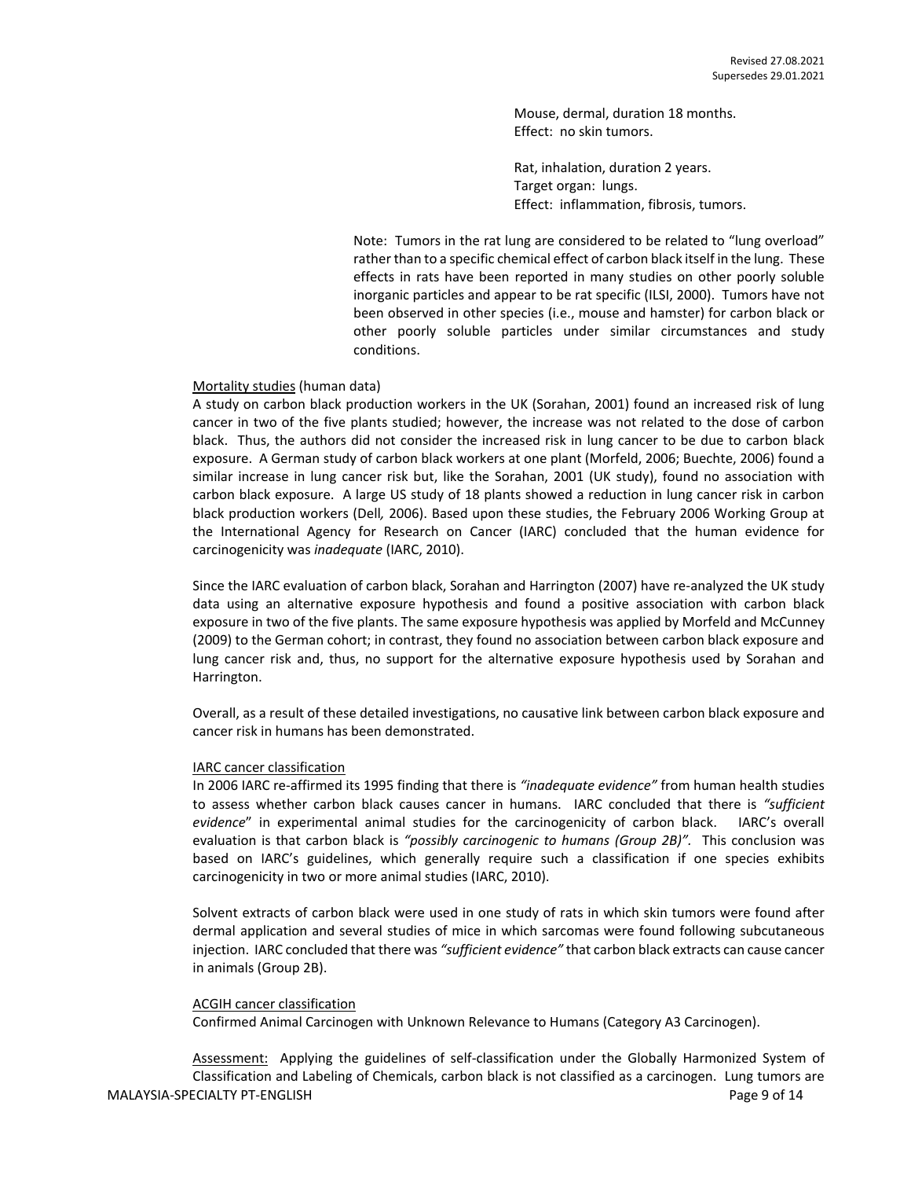Mouse, dermal, duration 18 months.
Effect: no skin tumors.

Rat, inhalation, duration 2 years.
Target organ: lungs.
Effect: inflammation, fibrosis, tumors.

Note: Tumors in the rat lung are considered to be related to “lung overload” rather than to a specific chemical effect of carbon black itself in the lung. These effects in rats have been reported in many studies on other poorly soluble inorganic particles and appear to be rat specific (ILSI, 2000). Tumors have not been observed in other species (i.e., mouse and hamster) for carbon black or other poorly soluble particles under similar circumstances and study conditions.

<u>Mortality studies</u> (human data)

A study on carbon black production workers in the UK (Sorahan, 2001) found an increased risk of lung cancer in two of the five plants studied; however, the increase was not related to the dose of carbon black. Thus, the authors did not consider the increased risk in lung cancer to be due to carbon black exposure. A German study of carbon black workers at one plant (Morfeld, 2006; Buechte, 2006) found a similar increase in lung cancer risk but, like the Sorahan, 2001 (UK study), found no association with carbon black exposure. A large US study of 18 plants showed a reduction in lung cancer risk in carbon black production workers (Dell*,* 2006). Based upon these studies, the February 2006 Working Group at the International Agency for Research on Cancer (IARC) concluded that the human evidence for carcinogenicity was *inadequate* (IARC, 2010).

Since the IARC evaluation of carbon black, Sorahan and Harrington (2007) have re-analyzed the UK study data using an alternative exposure hypothesis and found a positive association with carbon black exposure in two of the five plants. The same exposure hypothesis was applied by Morfeld and McCunney (2009) to the German cohort; in contrast, they found no association between carbon black exposure and lung cancer risk and, thus, no support for the alternative exposure hypothesis used by Sorahan and Harrington.

Overall, as a result of these detailed investigations, no causative link between carbon black exposure and cancer risk in humans has been demonstrated.

<u>IARC cancer classification</u>

In 2006 IARC re-affirmed its 1995 finding that there is *“inadequate evidence”* from human health studies to assess whether carbon black causes cancer in humans. IARC concluded that there is *“sufficient evidence*” in experimental animal studies for the carcinogenicity of carbon black. IARC’s overall evaluation is that carbon black is *“possibly carcinogenic to humans (Group 2B)”*. This conclusion was based on IARC’s guidelines, which generally require such a classification if one species exhibits carcinogenicity in two or more animal studies (IARC, 2010).

Solvent extracts of carbon black were used in one study of rats in which skin tumors were found after dermal application and several studies of mice in which sarcomas were found following subcutaneous injection. IARC concluded that there was *“sufficient evidence”* that carbon black extracts can cause cancer in animals (Group 2B).

<u>ACGIH cancer classification</u>

Confirmed Animal Carcinogen with Unknown Relevance to Humans (Category A3 Carcinogen).

<u>Assessment:</u> Applying the guidelines of self-classification under the Globally Harmonized System of Classification and Labeling of Chemicals, carbon black is not classified as a carcinogen. Lung tumors are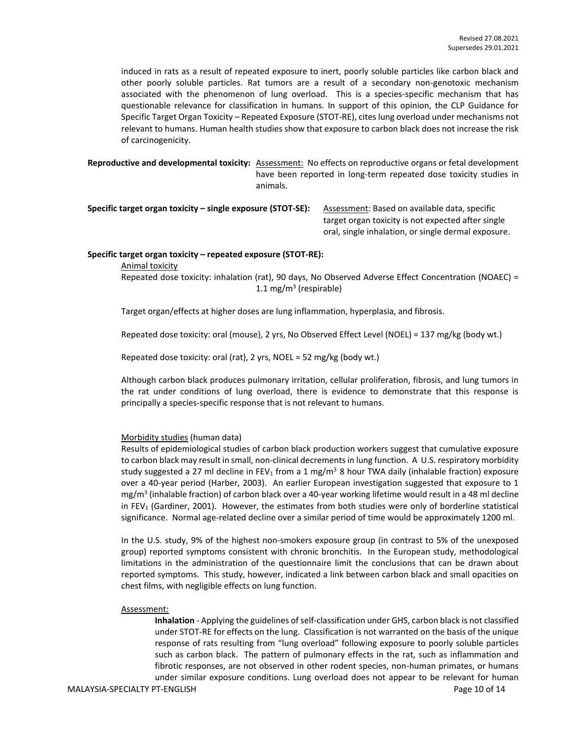induced in rats as a result of repeated exposure to inert, poorly soluble particles like carbon black and other poorly soluble particles. Rat tumors are a result of a secondary non-genotoxic mechanism associated with the phenomenon of lung overload. This is a species-specific mechanism that has questionable relevance for classification in humans. In support of this opinion, the CLP Guidance for Specific Target Organ Toxicity – Repeated Exposure (STOT-RE), cites lung overload under mechanisms not relevant to humans. Human health studies show that exposure to carbon black does not increase the risk of carcinogenicity.

**Reproductive and developmental toxicity:** Assessment: No effects on reproductive organs or fetal development have been reported in long-term repeated dose toxicity studies in animals.

**Specific target organ toxicity – single exposure (STOT-SE):** Assessment: Based on available data, specific target organ toxicity is not expected after single oral, single inhalation, or single dermal exposure.

**Specific target organ toxicity – repeated exposure (STOT-RE):**

Animal toxicity

Repeated dose toxicity: inhalation (rat), 90 days, No Observed Adverse Effect Concentration (NOAEC) = 1.1 mg/m$^3$ (respirable)

Target organ/effects at higher doses are lung inflammation, hyperplasia, and fibrosis.

Repeated dose toxicity: oral (mouse), 2 yrs, No Observed Effect Level (NOEL) = 137 mg/kg (body wt.)

Repeated dose toxicity: oral (rat), 2 yrs, NOEL = 52 mg/kg (body wt.)

Although carbon black produces pulmonary irritation, cellular proliferation, fibrosis, and lung tumors in the rat under conditions of lung overload, there is evidence to demonstrate that this response is principally a species-specific response that is not relevant to humans.

Morbidity studies (human data)

Results of epidemiological studies of carbon black production workers suggest that cumulative exposure to carbon black may result in small, non-clinical decrements in lung function. A U.S. respiratory morbidity study suggested a 27 ml decline in $FEV_1$ from a 1 mg/m$^3$ 8 hour TWA daily (inhalable fraction) exposure over a 40-year period (Harber, 2003). An earlier European investigation suggested that exposure to 1 mg/m$^3$ (inhalable fraction) of carbon black over a 40-year working lifetime would result in a 48 ml decline in $FEV_1$ (Gardiner, 2001). However, the estimates from both studies were only of borderline statistical significance. Normal age-related decline over a similar period of time would be approximately 1200 ml.

In the U.S. study, 9% of the highest non-smokers exposure group (in contrast to 5% of the unexposed group) reported symptoms consistent with chronic bronchitis. In the European study, methodological limitations in the administration of the questionnaire limit the conclusions that can be drawn about reported symptoms. This study, however, indicated a link between carbon black and small opacities on chest films, with negligible effects on lung function.

Assessment:

**Inhalation** - Applying the guidelines of self-classification under GHS, carbon black is not classified under STOT-RE for effects on the lung. Classification is not warranted on the basis of the unique response of rats resulting from "lung overload" following exposure to poorly soluble particles such as carbon black. The pattern of pulmonary effects in the rat, such as inflammation and fibrotic responses, are not observed in other rodent species, non-human primates, or humans under similar exposure conditions. Lung overload does not appear to be relevant for human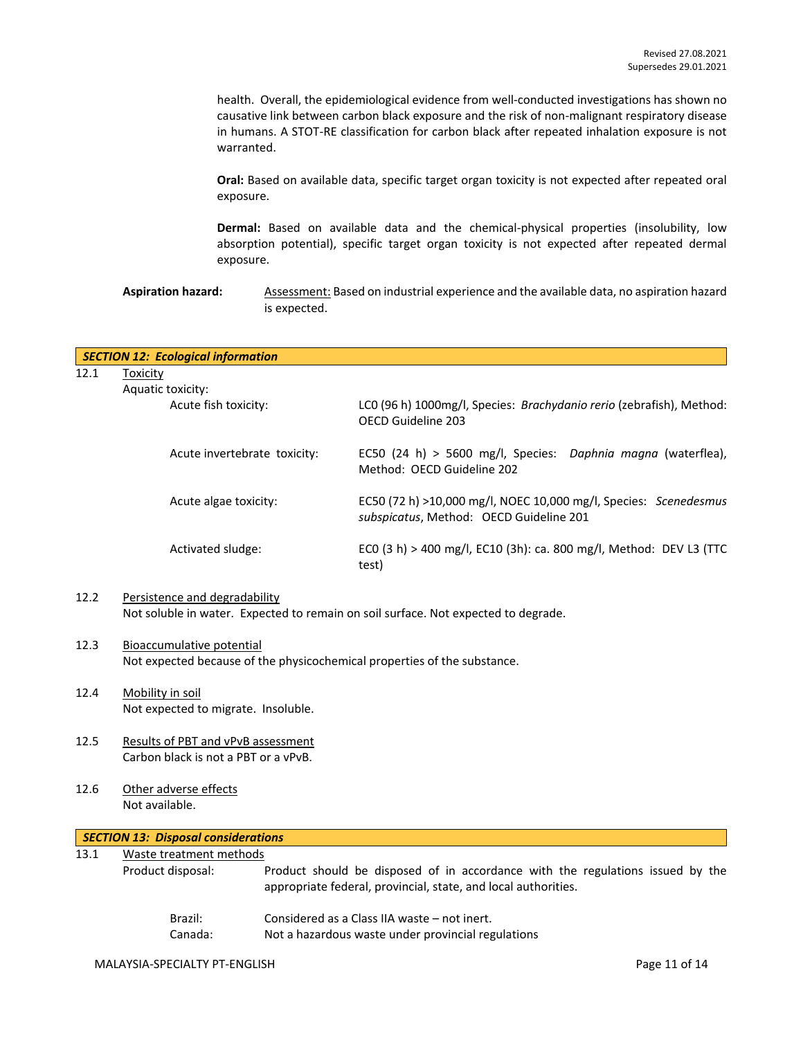health. Overall, the epidemiological evidence from well-conducted investigations has shown no causative link between carbon black exposure and the risk of non-malignant respiratory disease in humans. A STOT-RE classification for carbon black after repeated inhalation exposure is not warranted.

**Oral:** Based on available data, specific target organ toxicity is not expected after repeated oral exposure.

**Dermal:** Based on available data and the chemical-physical properties (insolubility, low absorption potential), specific target organ toxicity is not expected after repeated dermal exposure.

**Aspiration hazard:** Assessment: Based on industrial experience and the available data, no aspiration hazard is expected.

## *SECTION 12: Ecological information*

12.1 Toxicity

Aquatic toxicity:

| | |
|---|---|
| Acute fish toxicity: | LC0 (96 h) 1000mg/l, Species: *Brachydanio rerio* (zebrafish), Method: OECD Guideline 203 |
| Acute invertebrate toxicity: | EC50 (24 h) > 5600 mg/l, Species: *Daphnia magna* (waterflea), Method: OECD Guideline 202 |
| Acute algae toxicity: | EC50 (72 h) >10,000 mg/l, NOEC 10,000 mg/l, Species: *Scenedesmus subspicatus*, Method: OECD Guideline 201 |
| Activated sludge: | EC0 (3 h) > 400 mg/l, EC10 (3h): ca. 800 mg/l, Method: DEV L3 (TTC test) |

12.2 Persistence and degradability

Not soluble in water. Expected to remain on soil surface. Not expected to degrade.

12.3 Bioaccumulative potential

Not expected because of the physicochemical properties of the substance.

12.4 Mobility in soil

Not expected to migrate. Insoluble.

12.5 Results of PBT and vPvB assessment

Carbon black is not a PBT or a vPvB.

12.6 Other adverse effects

Not available.

## *SECTION 13: Disposal considerations*

13.1 Waste treatment methods

Product disposal: Product should be disposed of in accordance with the regulations issued by the appropriate federal, provincial, state, and local authorities.

| | |
|---|---|
| Brazil: | Considered as a Class IIA waste – not inert. |
| Canada: | Not a hazardous waste under provincial regulations |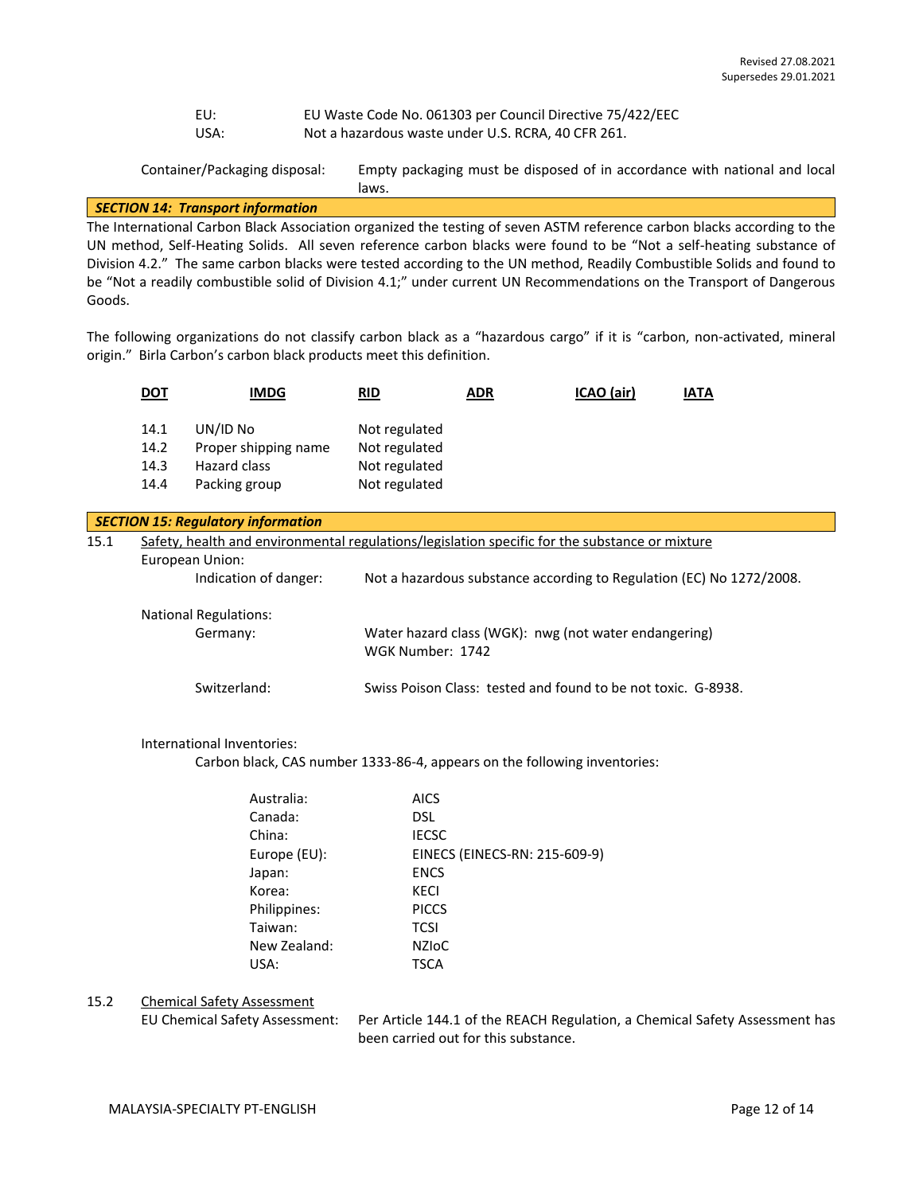| | |
|---|---|
| EU: | EU Waste Code No. 061303 per Council Directive 75/422/EEC |
| USA: | Not a hazardous waste under U.S. RCRA, 40 CFR 261. |

Container/Packaging disposal: Empty packaging must be disposed of in accordance with national and local laws.

## *SECTION 14: Transport information*

The International Carbon Black Association organized the testing of seven ASTM reference carbon blacks according to the UN method, Self-Heating Solids. All seven reference carbon blacks were found to be "Not a self-heating substance of Division 4.2." The same carbon blacks were tested according to the UN method, Readily Combustible Solids and found to be "Not a readily combustible solid of Division 4.1;" under current UN Recommendations on the Transport of Dangerous Goods.

The following organizations do not classify carbon black as a "hazardous cargo" if it is "carbon, non-activated, mineral origin." Birla Carbon's carbon black products meet this definition.

<u>DOT</u> <u>IMDG</u> <u>RID</u> <u>ADR</u> <u>ICAO (air)</u> <u>IATA</u>

| | | |
|---|---|---|
| 14.1 | UN/ID No | Not regulated |
| 14.2 | Proper shipping name | Not regulated |
| 14.3 | Hazard class | Not regulated |
| 14.4 | Packing group | Not regulated |

## *SECTION 15: Regulatory information*

15.1 <u>Safety, health and environmental regulations/legislation specific for the substance or mixture</u>

European Union:

Indication of danger: Not a hazardous substance according to Regulation (EC) No 1272/2008.

National Regulations:

Germany: Water hazard class (WGK): nwg (not water endangering)
WGK Number: 1742

Switzerland: Swiss Poison Class: tested and found to be not toxic. G-8938.

International Inventories:

Carbon black, CAS number 1333-86-4, appears on the following inventories:

| | |
|---|---|
| Australia: | AICS |
| Canada: | DSL |
| China: | IECSC |
| Europe (EU): | EINECS (EINECS-RN: 215-609-9) |
| Japan: | ENCS |
| Korea: | KECI |
| Philippines: | PICCS |
| Taiwan: | TCSI |
| New Zealand: | NZIoC |
| USA: | TSCA |

15.2 <u>Chemical Safety Assessment</u>

EU Chemical Safety Assessment: Per Article 144.1 of the REACH Regulation, a Chemical Safety Assessment has been carried out for this substance.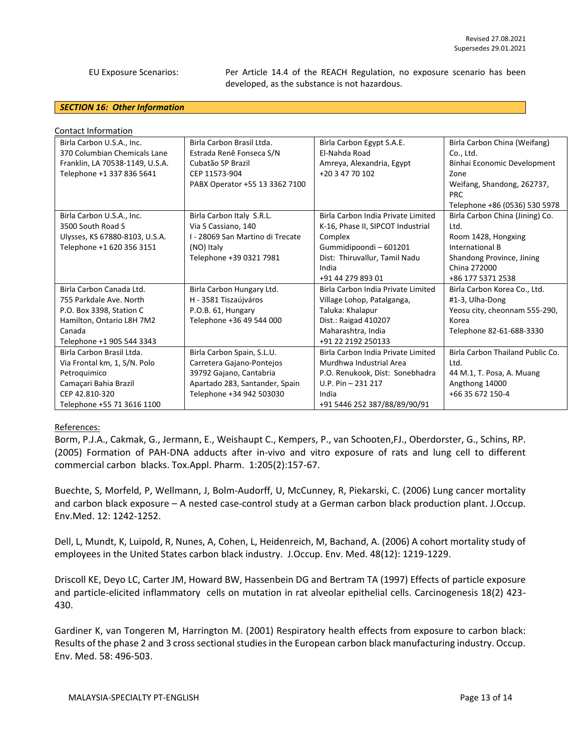EU Exposure Scenarios: Per Article 14.4 of the REACH Regulation, no exposure scenario has been developed, as the substance is not hazardous.

## *SECTION 16: Other Information*

Contact Information

| | | | |
|---|---|---|---|
| Birla Carbon U.S.A., Inc.<br>370 Columbian Chemicals Lane<br>Franklin, LA 70538-1149, U.S.A.<br>Telephone +1 337 836 5641 | Birla Carbon Brasil Ltda.<br>Estrada Renê Fonseca S/N<br>Cubatão SP Brazil<br>CEP 11573-904<br>PABX Operator +55 13 3362 7100 | Birla Carbon Egypt S.A.E.<br>El-Nahda Road<br>Amreya, Alexandria, Egypt<br>+20 3 47 70 102 | Birla Carbon China (Weifang) Co., Ltd.<br>Binhai Economic Development Zone<br>Weifang, Shandong, 262737, PRC<br>Telephone +86 (0536) 530 5978 |
| Birla Carbon U.S.A., Inc.<br>3500 South Road S<br>Ulysses, KS 67880-8103, U.S.A.<br>Telephone +1 620 356 3151 | Birla Carbon Italy S.R.L.<br>Via S Cassiano, 140<br>I - 28069 San Martino di Trecate (NO) Italy<br>Telephone +39 0321 7981 | Birla Carbon India Private Limited<br>K-16, Phase II, SIPCOT Industrial Complex<br>Gummidipoondi – 601201<br>Dist: Thiruvallur, Tamil Nadu<br>India<br>+91 44 279 893 01 | Birla Carbon China (Jining) Co. Ltd.<br>Room 1428, Hongxing International B<br>Shandong Province, Jining<br>China 272000<br>+86 177 5371 2538 |
| Birla Carbon Canada Ltd.<br>755 Parkdale Ave. North<br>P.O. Box 3398, Station C<br>Hamilton, Ontario L8H 7M2<br>Canada<br>Telephone +1 905 544 3343 | Birla Carbon Hungary Ltd.<br>H - 3581 Tiszaújváros<br>P.O.B. 61, Hungary<br>Telephone +36 49 544 000 | Birla Carbon India Private Limited<br>Village Lohop, Patalganga,<br>Taluka: Khalapur<br>Dist.: Raigad 410207<br>Maharashtra, India<br>+91 22 2192 250133 | Birla Carbon Korea Co., Ltd.<br>#1-3, Ulha-Dong<br>Yeosu city, cheonnam 555-290, Korea<br>Telephone 82-61-688-3330 |
| Birla Carbon Brasil Ltda.<br>Via Frontal km, 1, S/N. Polo Petroquimico<br>Camaçari Bahia Brazil<br>CEP 42.810-320<br>Telephone +55 71 3616 1100 | Birla Carbon Spain, S.L.U.<br>Carretera Gajano-Pontejos<br>39792 Gajano, Cantabria<br>Apartado 283, Santander, Spain<br>Telephone +34 942 503030 | Birla Carbon India Private Limited<br>Murdhwa Industrial Area<br>P.O. Renukook, Dist: Sonebhadra<br>U.P. Pin – 231 217<br>India<br>+91 5446 252 387/88/89/90/91 | Birla Carbon Thailand Public Co. Ltd.<br>44 M.1, T. Posa, A. Muang<br>Angthong 14000<br>+66 35 672 150-4 |

References:

Borm, P.J.A., Cakmak, G., Jermann, E., Weishaupt C., Kempers, P., van Schooten,FJ., Oberdorster, G., Schins, RP. (2005) Formation of PAH-DNA adducts after in-vivo and vitro exposure of rats and lung cell to different commercial carbon blacks. Tox.Appl. Pharm. 1:205(2):157-67.

Buechte, S, Morfeld, P, Wellmann, J, Bolm-Audorff, U, McCunney, R, Piekarski, C. (2006) Lung cancer mortality and carbon black exposure – A nested case-control study at a German carbon black production plant. J.Occup. Env.Med. 12: 1242-1252.

Dell, L, Mundt, K, Luipold, R, Nunes, A, Cohen, L, Heidenreich, M, Bachand, A. (2006) A cohort mortality study of employees in the United States carbon black industry. J.Occup. Env. Med. 48(12): 1219-1229.

Driscoll KE, Deyo LC, Carter JM, Howard BW, Hassenbein DG and Bertram TA (1997) Effects of particle exposure and particle-elicited inflammatory cells on mutation in rat alveolar epithelial cells. Carcinogenesis 18(2) 423-430.

Gardiner K, van Tongeren M, Harrington M. (2001) Respiratory health effects from exposure to carbon black: Results of the phase 2 and 3 cross sectional studies in the European carbon black manufacturing industry. Occup. Env. Med. 58: 496-503.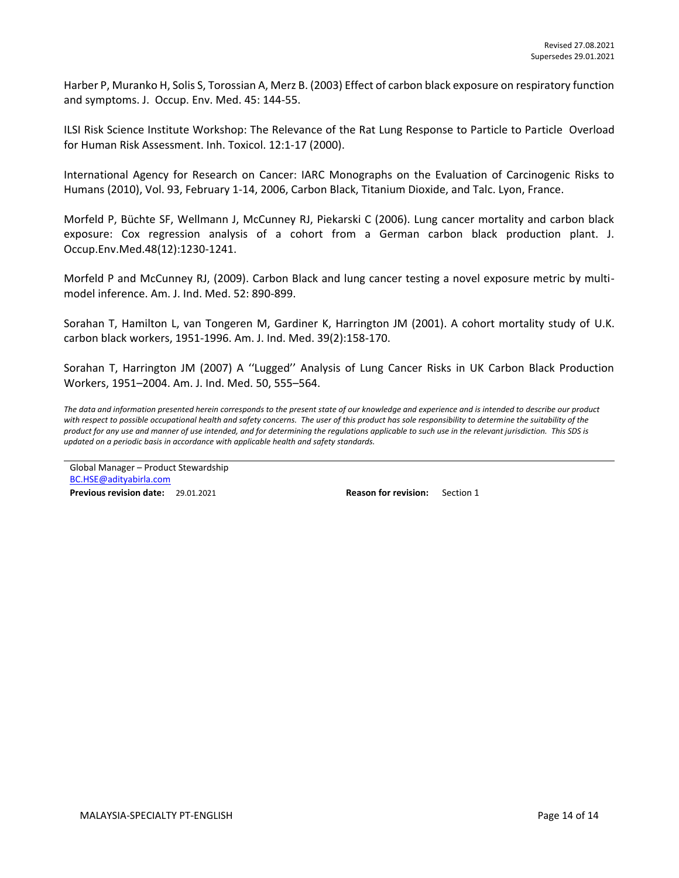Harber P, Muranko H, Solis S, Torossian A, Merz B. (2003) Effect of carbon black exposure on respiratory function and symptoms. J. Occup. Env. Med. 45: 144-55.

ILSI Risk Science Institute Workshop: The Relevance of the Rat Lung Response to Particle to Particle Overload for Human Risk Assessment. Inh. Toxicol. 12:1-17 (2000).

International Agency for Research on Cancer: IARC Monographs on the Evaluation of Carcinogenic Risks to Humans (2010), Vol. 93, February 1-14, 2006, Carbon Black, Titanium Dioxide, and Talc. Lyon, France.

Morfeld P, Büchte SF, Wellmann J, McCunney RJ, Piekarski C (2006). Lung cancer mortality and carbon black exposure: Cox regression analysis of a cohort from a German carbon black production plant. J. Occup.Env.Med.48(12):1230-1241.

Morfeld P and McCunney RJ, (2009). Carbon Black and lung cancer testing a novel exposure metric by multi-model inference. Am. J. Ind. Med. 52: 890-899.

Sorahan T, Hamilton L, van Tongeren M, Gardiner K, Harrington JM (2001). A cohort mortality study of U.K. carbon black workers, 1951-1996. Am. J. Ind. Med. 39(2):158-170.

Sorahan T, Harrington JM (2007) A ''Lugged'' Analysis of Lung Cancer Risks in UK Carbon Black Production Workers, 1951–2004. Am. J. Ind. Med. 50, 555–564.

*The data and information presented herein corresponds to the present state of our knowledge and experience and is intended to describe our product with respect to possible occupational health and safety concerns. The user of this product has sole responsibility to determine the suitability of the product for any use and manner of use intended, and for determining the regulations applicable to such use in the relevant jurisdiction. This SDS is updated on a periodic basis in accordance with applicable health and safety standards.*

---

Global Manager – Product Stewardship
BC.HSE@adityabirla.com

**Previous revision date:** 29.01.2021 **Reason for revision:** Section 1